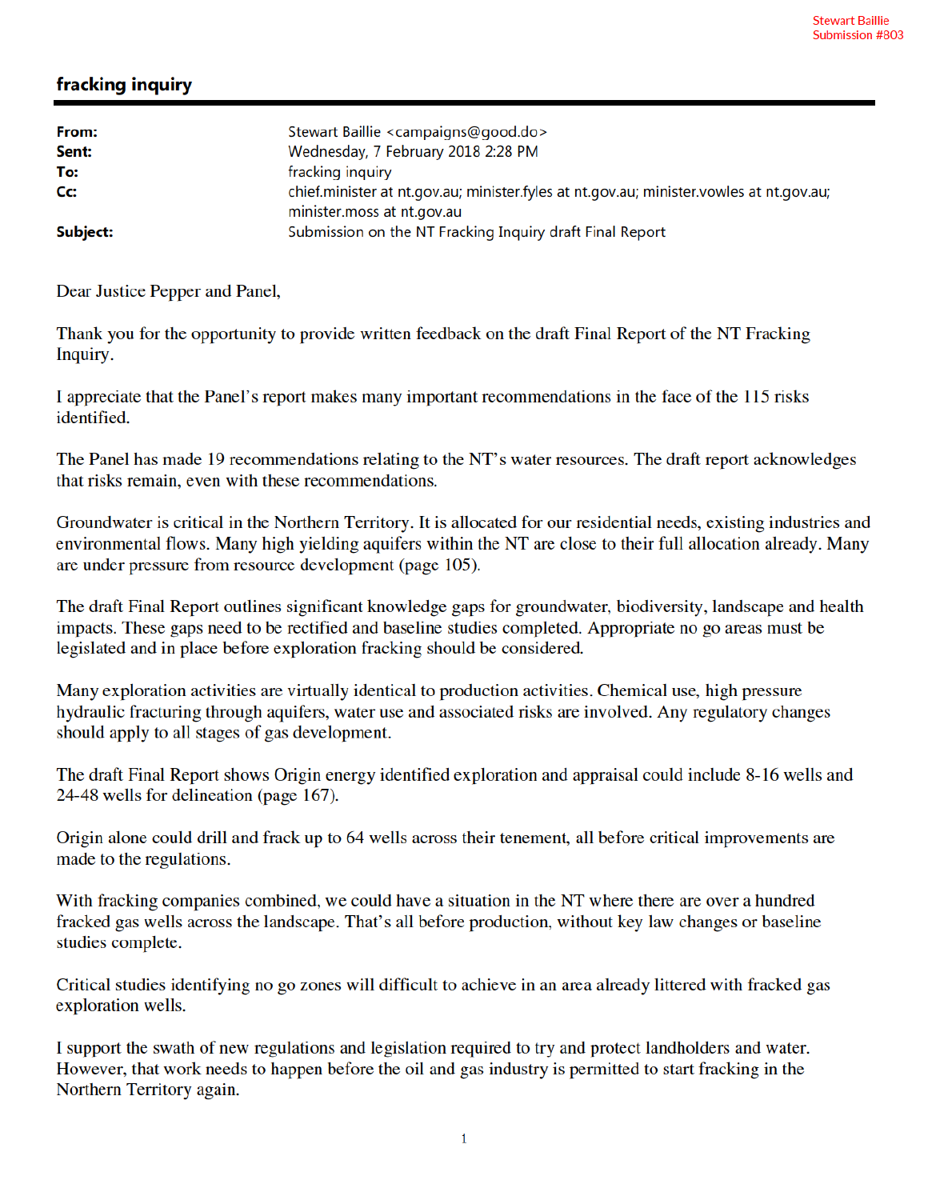Stewart Baillie
Submission #803

# fracking inquiry

**From:** Stewart Baillie <campaigns@good.do>
**Sent:** Wednesday, 7 February 2018 2:28 PM
**To:** fracking inquiry
**Cc:** chief.minister at nt.gov.au; minister.fyles at nt.gov.au; minister.vowles at nt.gov.au; minister.moss at nt.gov.au
**Subject:** Submission on the NT Fracking Inquiry draft Final Report

Dear Justice Pepper and Panel,

Thank you for the opportunity to provide written feedback on the draft Final Report of the NT Fracking Inquiry.

I appreciate that the Panel's report makes many important recommendations in the face of the 115 risks identified.

The Panel has made 19 recommendations relating to the NT's water resources. The draft report acknowledges that risks remain, even with these recommendations.

Groundwater is critical in the Northern Territory. It is allocated for our residential needs, existing industries and environmental flows. Many high yielding aquifers within the NT are close to their full allocation already. Many are under pressure from resource development (page 105).

The draft Final Report outlines significant knowledge gaps for groundwater, biodiversity, landscape and health impacts. These gaps need to be rectified and baseline studies completed. Appropriate no go areas must be legislated and in place before exploration fracking should be considered.

Many exploration activities are virtually identical to production activities. Chemical use, high pressure hydraulic fracturing through aquifers, water use and associated risks are involved. Any regulatory changes should apply to all stages of gas development.

The draft Final Report shows Origin energy identified exploration and appraisal could include 8-16 wells and 24-48 wells for delineation (page 167).

Origin alone could drill and frack up to 64 wells across their tenement, all before critical improvements are made to the regulations.

With fracking companies combined, we could have a situation in the NT where there are over a hundred fracked gas wells across the landscape. That's all before production, without key law changes or baseline studies complete.

Critical studies identifying no go zones will difficult to achieve in an area already littered with fracked gas exploration wells.

I support the swath of new regulations and legislation required to try and protect landholders and water. However, that work needs to happen before the oil and gas industry is permitted to start fracking in the Northern Territory again.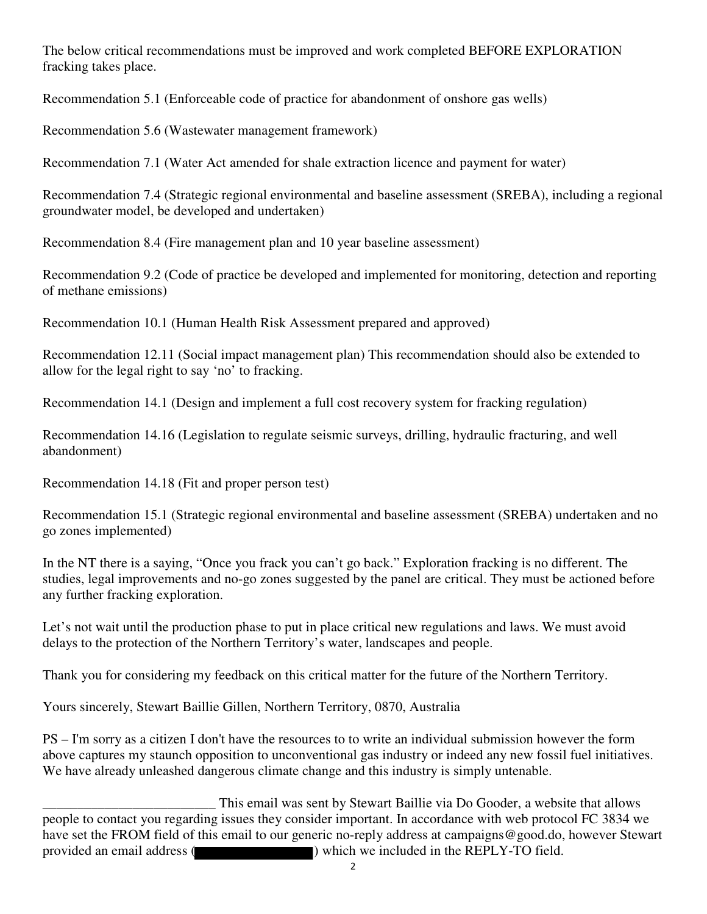The below critical recommendations must be improved and work completed BEFORE EXPLORATION fracking takes place.

Recommendation 5.1 (Enforceable code of practice for abandonment of onshore gas wells)

Recommendation 5.6 (Wastewater management framework)

Recommendation 7.1 (Water Act amended for shale extraction licence and payment for water)

Recommendation 7.4 (Strategic regional environmental and baseline assessment (SREBA), including a regional groundwater model, be developed and undertaken)

Recommendation 8.4 (Fire management plan and 10 year baseline assessment)

Recommendation 9.2 (Code of practice be developed and implemented for monitoring, detection and reporting of methane emissions)

Recommendation 10.1 (Human Health Risk Assessment prepared and approved)

Recommendation 12.11 (Social impact management plan) This recommendation should also be extended to allow for the legal right to say 'no' to fracking.

Recommendation 14.1 (Design and implement a full cost recovery system for fracking regulation)

Recommendation 14.16 (Legislation to regulate seismic surveys, drilling, hydraulic fracturing, and well abandonment)

Recommendation 14.18 (Fit and proper person test)

Recommendation 15.1 (Strategic regional environmental and baseline assessment (SREBA) undertaken and no go zones implemented)

In the NT there is a saying, "Once you frack you can't go back." Exploration fracking is no different. The studies, legal improvements and no-go zones suggested by the panel are critical. They must be actioned before any further fracking exploration.

Let's not wait until the production phase to put in place critical new regulations and laws. We must avoid delays to the protection of the Northern Territory's water, landscapes and people.

Thank you for considering my feedback on this critical matter for the future of the Northern Territory.

Yours sincerely, Stewart Baillie Gillen, Northern Territory, 0870, Australia

PS – I'm sorry as a citizen I don't have the resources to to write an individual submission however the form above captures my staunch opposition to unconventional gas industry or indeed any new fossil fuel initiatives. We have already unleashed dangerous climate change and this industry is simply untenable.

_________________________ This email was sent by Stewart Baillie via Do Gooder, a website that allows people to contact you regarding issues they consider important. In accordance with web protocol FC 3834 we have set the FROM field of this email to our generic no-reply address at campaigns@good.do, however Stewart provided an email address (██████████) which we included in the REPLY-TO field.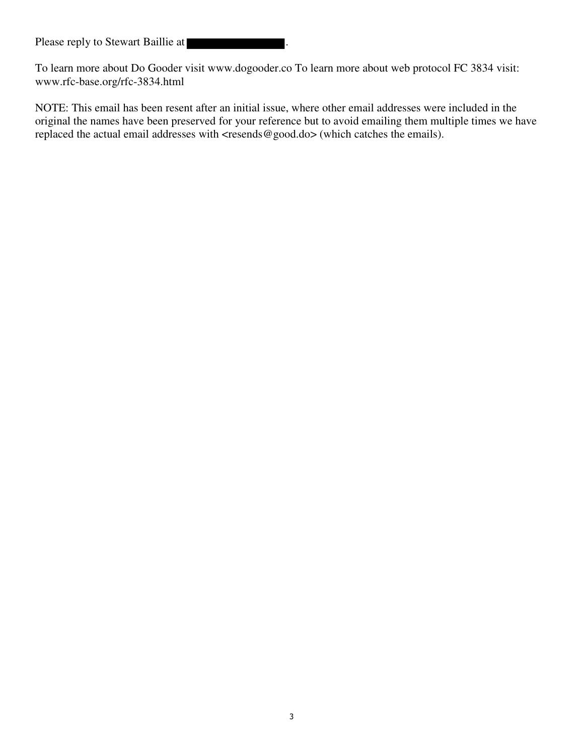Please reply to Stewart Baillie at [REDACTED].

To learn more about Do Gooder visit www.dogooder.co To learn more about web protocol FC 3834 visit: www.rfc-base.org/rfc-3834.html

NOTE: This email has been resent after an initial issue, where other email addresses were included in the original the names have been preserved for your reference but to avoid emailing them multiple times we have replaced the actual email addresses with <resends@good.do> (which catches the emails).